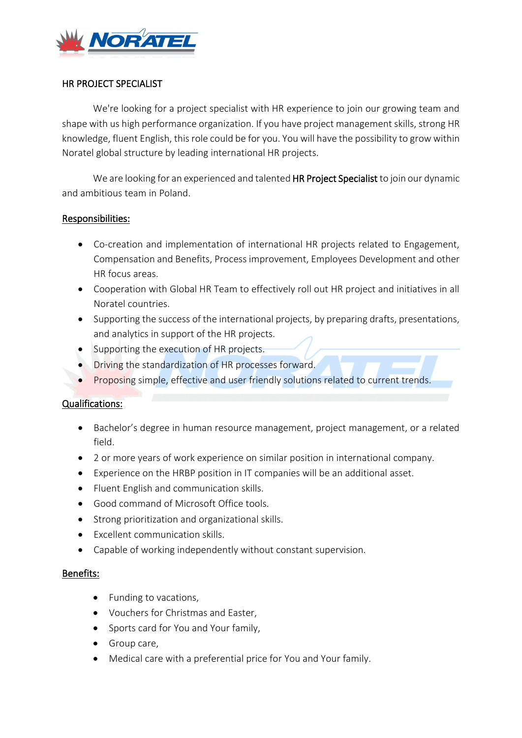# HR PROJECT SPECIALIST

We're looking for a project specialist with HR experience to join our growing team and shape with us high performance organization. If you have project management skills, strong HR knowledge, fluent English, this role could be for you. You will have the possibility to grow within Noratel global structure by leading international HR projects.

We are looking for an experienced and talented **HR Project Specialist** to join our dynamic and ambitious team in Poland.

## Responsibilities:

- Co-creation and implementation of international HR projects related to Engagement, Compensation and Benefits, Process improvement, Employees Development and other HR focus areas.
- Cooperation with Global HR Team to effectively roll out HR project and initiatives in all Noratel countries.
- Supporting the success of the international projects, by preparing drafts, presentations, and analytics in support of the HR projects.
- Supporting the execution of HR projects.
- Driving the standardization of HR processes forward.
- Proposing simple, effective and user friendly solutions related to current trends.

## Qualifications:

- Bachelor's degree in human resource management, project management, or a related field.
- 2 or more years of work experience on similar position in international company.
- Experience on the HRBP position in IT companies will be an additional asset.
- Fluent English and communication skills.
- Good command of Microsoft Office tools.
- Strong prioritization and organizational skills.
- Excellent communication skills.
- Capable of working independently without constant supervision.

## Benefits:

- Funding to vacations,
- Vouchers for Christmas and Easter,
- Sports card for You and Your family,
- Group care,
- Medical care with a preferential price for You and Your family.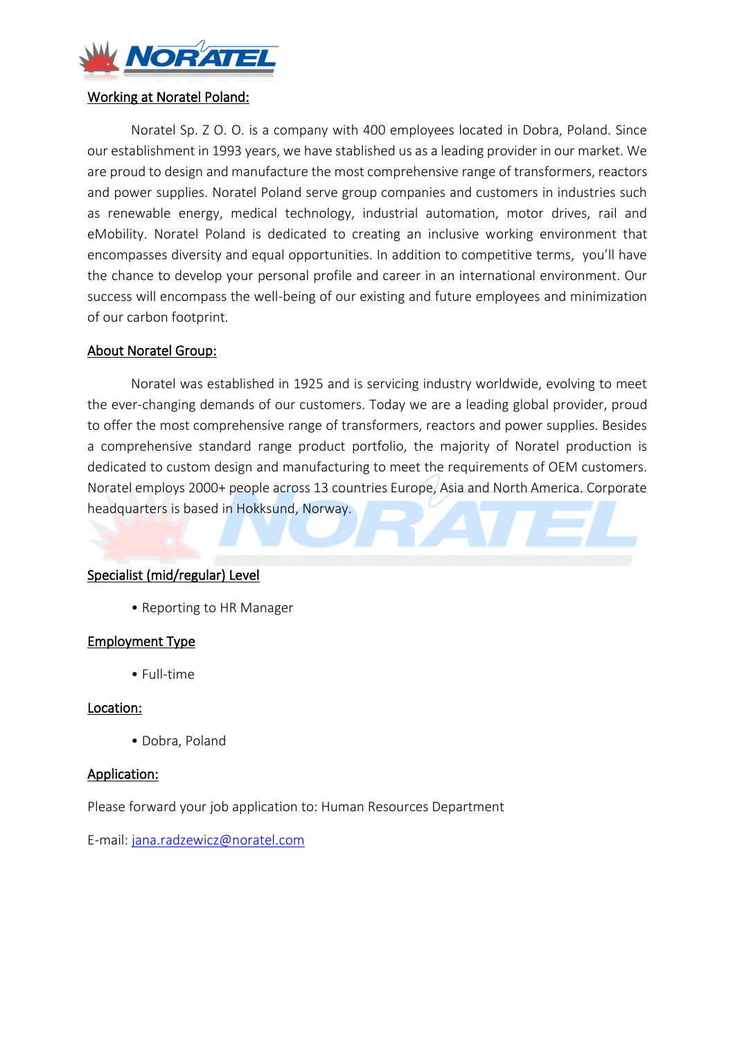## Working at Noratel Poland:

Noratel Sp. Z O. O. is a company with 400 employees located in Dobra, Poland. Since our establishment in 1993 years, we have stablished us as a leading provider in our market. We are proud to design and manufacture the most comprehensive range of transformers, reactors and power supplies. Noratel Poland serve group companies and customers in industries such as renewable energy, medical technology, industrial automation, motor drives, rail and eMobility. Noratel Poland is dedicated to creating an inclusive working environment that encompasses diversity and equal opportunities. In addition to competitive terms, you'll have the chance to develop your personal profile and career in an international environment. Our success will encompass the well-being of our existing and future employees and minimization of our carbon footprint.

## About Noratel Group:

Noratel was established in 1925 and is servicing industry worldwide, evolving to meet the ever-changing demands of our customers. Today we are a leading global provider, proud to offer the most comprehensive range of transformers, reactors and power supplies. Besides a comprehensive standard range product portfolio, the majority of Noratel production is dedicated to custom design and manufacturing to meet the requirements of OEM customers. Noratel employs 2000+ people across 13 countries Europe, Asia and North America. Corporate headquarters is based in Hokksund, Norway.

## Specialist (mid/regular) Level

- Reporting to HR Manager

## Employment Type

- Full-time

## Location:

- Dobra, Poland

## Application:

Please forward your job application to: Human Resources Department

E-mail: jana.radzewicz@noratel.com